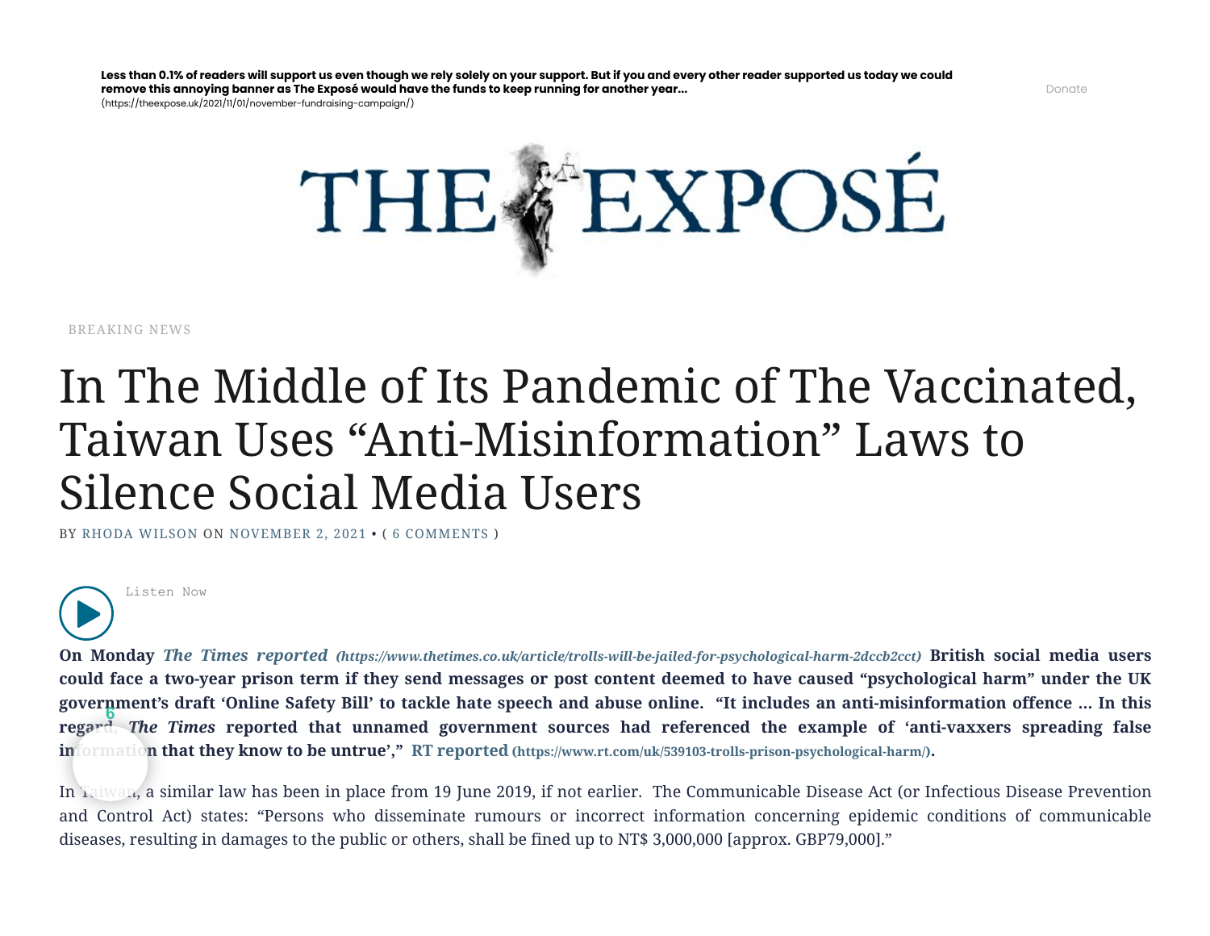Less than 0.1% of readers will support us even though we rely solely on your support. But if you and every other reader supported us today we could remove this annoying banner as The Exposé would have the funds to keep running for another year... (https://theexpose.uk/2021/11/01/november-fundraising-campaign/)

Donate

# THE EXPOSÉ

BREAKING NEWS

# In The Middle of Its Pandemic of The Vaccinated, Taiwan Uses "Anti-Misinformation" Laws to Silence Social Media Users

BY RHODA WILSON ON NOVEMBER 2, 2021 • ( 6 COMMENTS )

Listen Now

**On Monday *The Times* reported (https://www.thetimes.co.uk/article/trolls-will-be-jailed-for-psychological-harm-2dccb2cct) British social media users could face a two-year prison term if they send messages or post content deemed to have caused "psychological harm" under the UK government's draft 'Online Safety Bill' to tackle hate speech and abuse online. "It includes an anti-misinformation offence … In this regard, *The Times* reported that unnamed government sources had referenced the example of 'anti-vaxxers spreading false information that they know to be untrue'," RT reported (https://www.rt.com/uk/539103-trolls-prison-psychological-harm/).**

In Taiwan, a similar law has been in place from 19 June 2019, if not earlier. The Communicable Disease Act (or Infectious Disease Prevention and Control Act) states: "Persons who disseminate rumours or incorrect information concerning epidemic conditions of communicable diseases, resulting in damages to the public or others, shall be fined up to NT$ 3,000,000 [approx. GBP79,000]."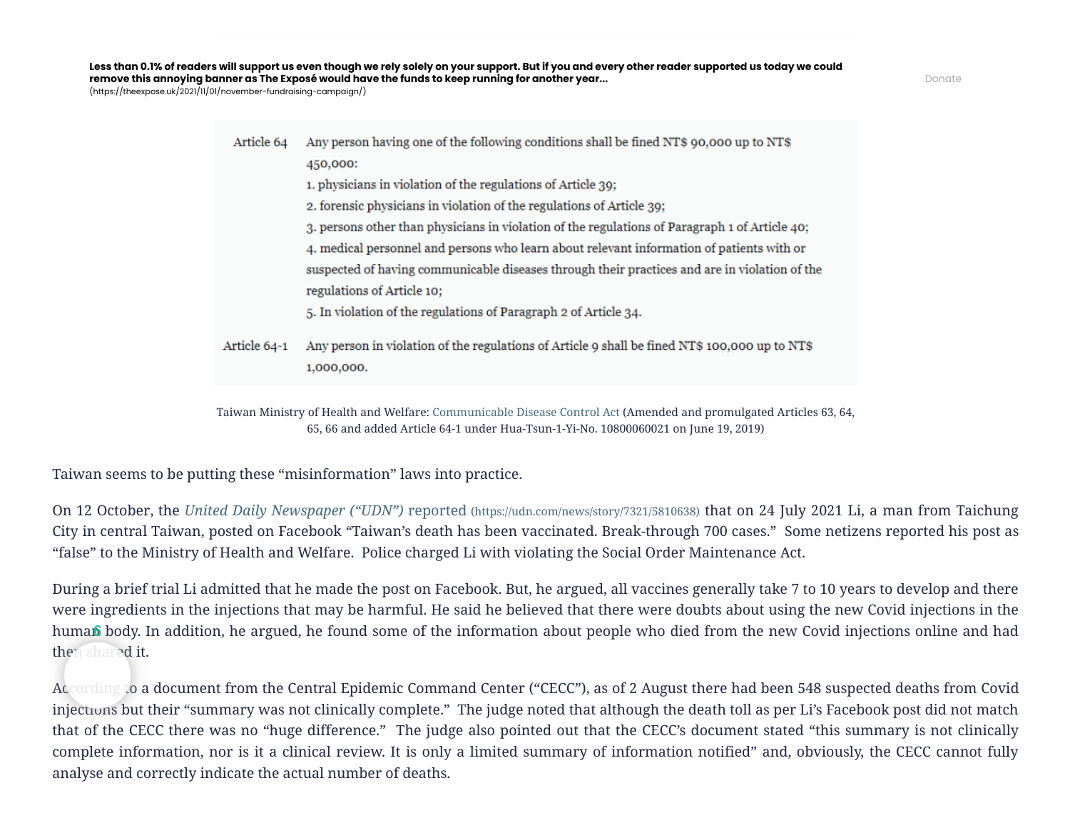Less than 0.1% of readers will support us even though we rely solely on your support. But if you and every other reader supported us today we could remove this annoying banner as The Exposé would have the funds to keep running for another year…
(https://theexpose.uk/2021/11/01/november-fundraising-campaign/)

Donate

| | |
|---|---|
| Article 64 | Any person having one of the following conditions shall be fined NT$ 90,000 up to NT$ 450,000:<br>1. physicians in violation of the regulations of Article 39;<br>2. forensic physicians in violation of the regulations of Article 39;<br>3. persons other than physicians in violation of the regulations of Paragraph 1 of Article 40;<br>4. medical personnel and persons who learn about relevant information of patients with or suspected of having communicable diseases through their practices and are in violation of the regulations of Article 10;<br>5. In violation of the regulations of Paragraph 2 of Article 34. |
| Article 64-1 | Any person in violation of the regulations of Article 9 shall be fined NT$ 100,000 up to NT$ 1,000,000. |

Taiwan Ministry of Health and Welfare: Communicable Disease Control Act (Amended and promulgated Articles 63, 64, 65, 66 and added Article 64-1 under Hua-Tsun-1-Yi-No. 10800060021 on June 19, 2019)

Taiwan seems to be putting these "misinformation" laws into practice.

On 12 October, the *United Daily Newspaper ("UDN")* reported (https://udn.com/news/story/7321/5810638) that on 24 July 2021 Li, a man from Taichung City in central Taiwan, posted on Facebook "Taiwan's death has been vaccinated. Break-through 700 cases." Some netizens reported his post as "false" to the Ministry of Health and Welfare. Police charged Li with violating the Social Order Maintenance Act.

During a brief trial Li admitted that he made the post on Facebook. But, he argued, all vaccines generally take 7 to 10 years to develop and there were ingredients in the injections that may be harmful. He said he believed that there were doubts about using the new Covid injections in the human body. In addition, he argued, he found some of the information about people who died from the new Covid injections online and had then shared it.

According to a document from the Central Epidemic Command Center ("CECC"), as of 2 August there had been 548 suspected deaths from Covid injections but their "summary was not clinically complete." The judge noted that although the death toll as per Li's Facebook post did not match that of the CECC there was no "huge difference." The judge also pointed out that the CECC's document stated "this summary is not clinically complete information, nor is it a clinical review. It is only a limited summary of information notified" and, obviously, the CECC cannot fully analyse and correctly indicate the actual number of deaths.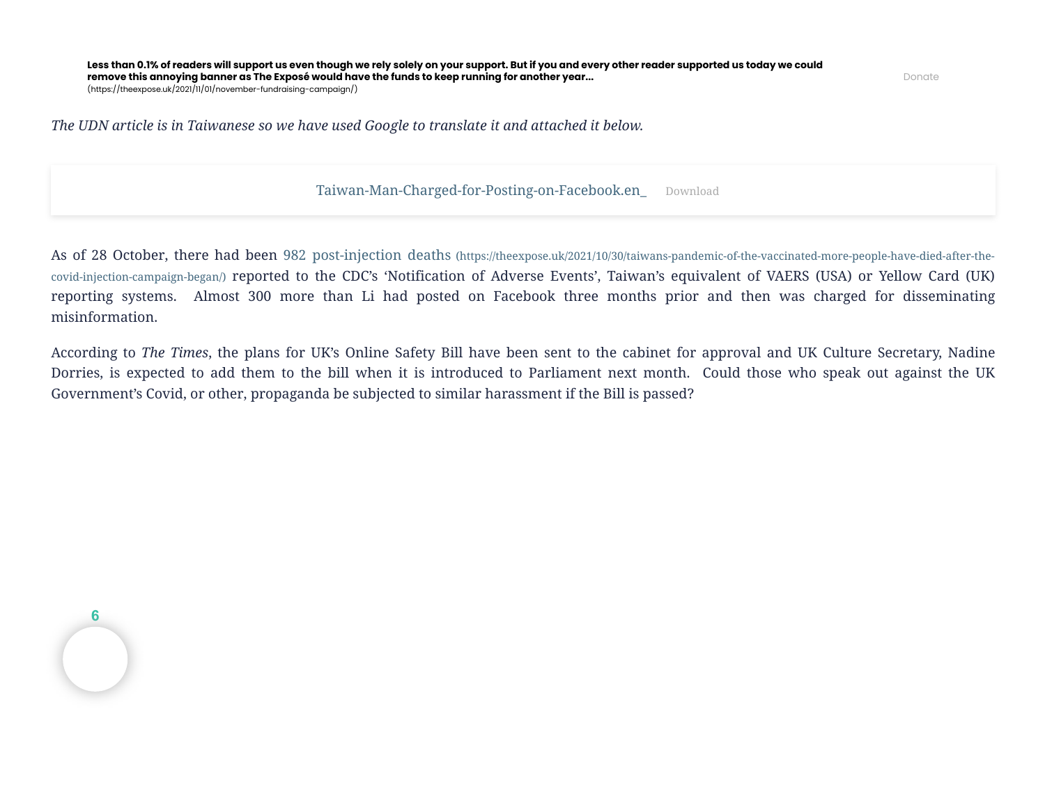**Less than 0.1% of readers will support us even though we rely solely on your support. But if you and every other reader supported us today we could remove this annoying banner as The Exposé would have the funds to keep running for another year...**
(https://theexpose.uk/2021/11/01/november-fundraising-campaign/)

Donate

*The UDN article is in Taiwanese so we have used Google to translate it and attached it below.*

Taiwan-Man-Charged-for-Posting-on-Facebook.en_ Download

As of 28 October, there had been 982 post-injection deaths (https://theexpose.uk/2021/10/30/taiwans-pandemic-of-the-vaccinated-more-people-have-died-after-the-covid-injection-campaign-began/) reported to the CDC's 'Notification of Adverse Events', Taiwan's equivalent of VAERS (USA) or Yellow Card (UK) reporting systems. Almost 300 more than Li had posted on Facebook three months prior and then was charged for disseminating misinformation.

According to *The Times*, the plans for UK's Online Safety Bill have been sent to the cabinet for approval and UK Culture Secretary, Nadine Dorries, is expected to add them to the bill when it is introduced to Parliament next month. Could those who speak out against the UK Government's Covid, or other, propaganda be subjected to similar harassment if the Bill is passed?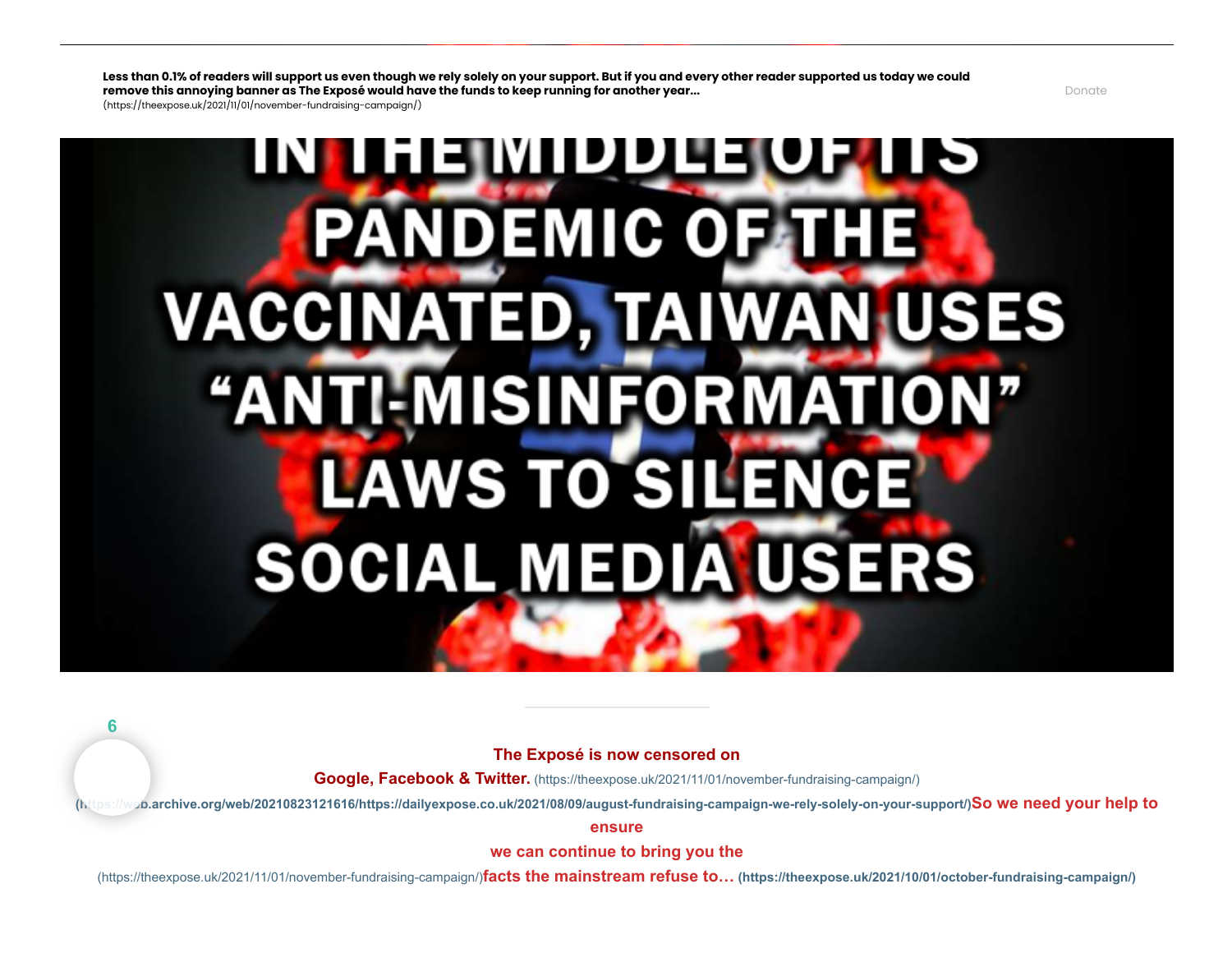**Less than 0.1% of readers will support us even though we rely solely on your support. But if you and every other reader supported us today we could remove this annoying banner as The Exposé would have the funds to keep running for another year...**
(https://theexpose.uk/2021/11/01/november-fundraising-campaign/)

Donate

IN THE MIDDLE OF ITS PANDEMIC OF THE VACCINATED, TAIWAN USES "ANTI-MISINFORMATION" LAWS TO SILENCE SOCIAL MEDIA USERS

6

**The Exposé is now censored on**

**Google, Facebook & Twitter.** (https://theexpose.uk/2021/11/01/november-fundraising-campaign/)

**(https://web.archive.org/web/20210823121616/https://dailyexpose.co.uk/2021/08/09/august-fundraising-campaign-we-rely-solely-on-your-support/)So we need your help to ensure**

**we can continue to bring you the**

(https://theexpose.uk/2021/11/01/november-fundraising-campaign/)**facts the mainstream refuse to… (https://theexpose.uk/2021/10/01/october-fundraising-campaign/)**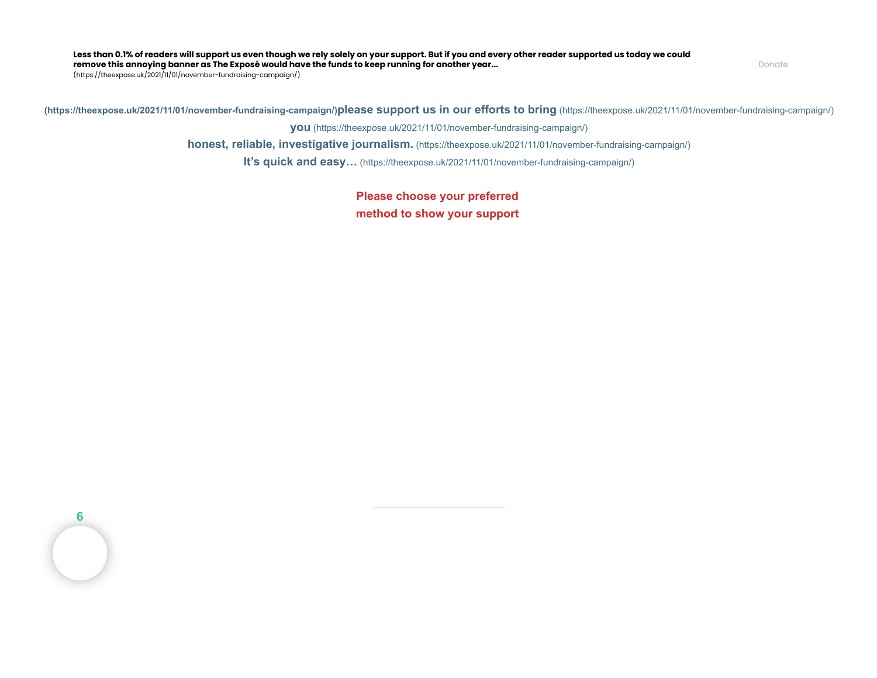**Less than 0.1% of readers will support us even though we rely solely on your support. But if you and every other reader supported us today we could remove this annoying banner as The Exposé would have the funds to keep running for another year...**
(https://theexpose.uk/2021/11/01/november-fundraising-campaign/)

Donate

**(https://theexpose.uk/2021/11/01/november-fundraising-campaign/)please support us in our efforts to bring** (https://theexpose.uk/2021/11/01/november-fundraising-campaign/)

**you** (https://theexpose.uk/2021/11/01/november-fundraising-campaign/)

**honest, reliable, investigative journalism.** (https://theexpose.uk/2021/11/01/november-fundraising-campaign/)

**It's quick and easy…** (https://theexpose.uk/2021/11/01/november-fundraising-campaign/)

**Please choose your preferred method to show your support**

6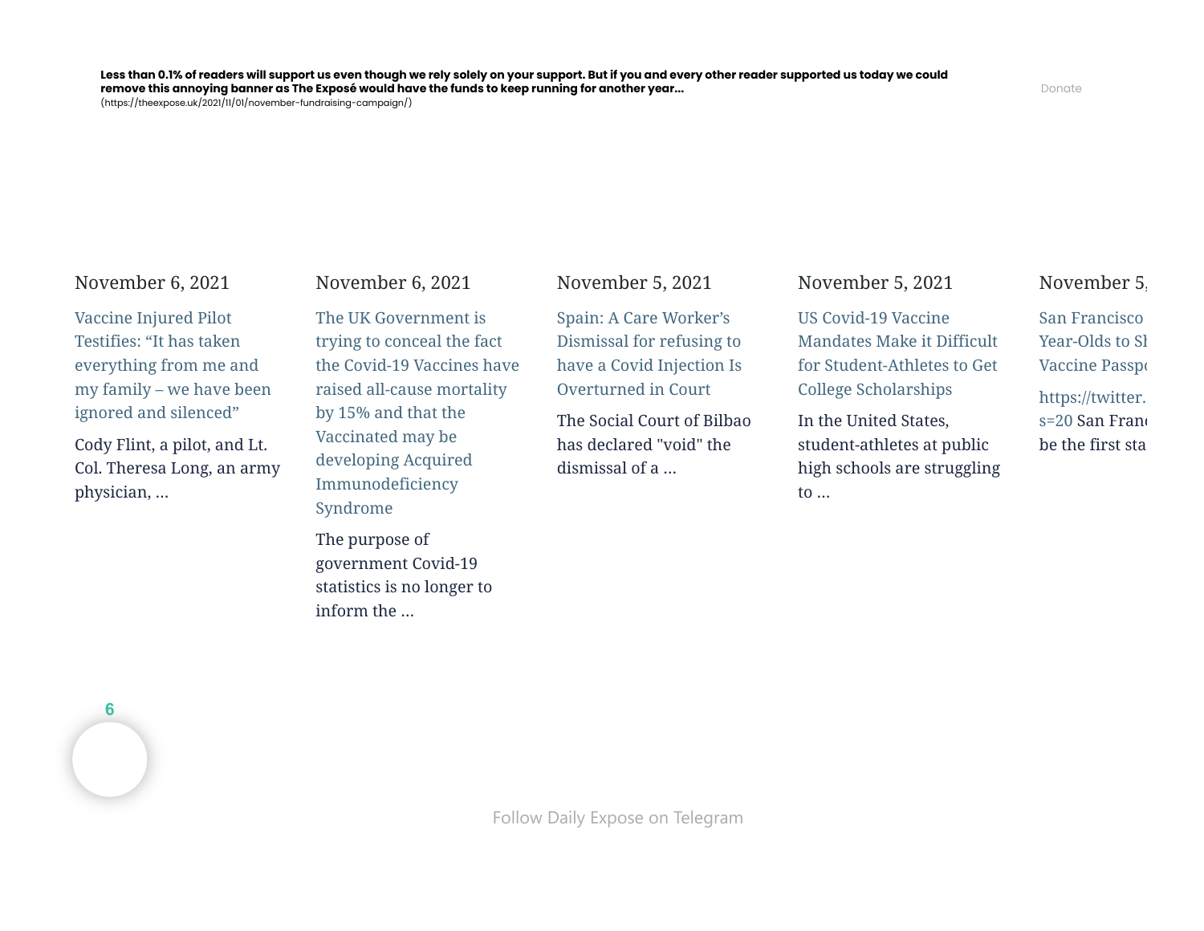**Less than 0.1% of readers will support us even though we rely solely on your support. But if you and every other reader supported us today we could remove this annoying banner as The Exposé would have the funds to keep running for another year...**
(https://theexpose.uk/2021/11/01/november-fundraising-campaign/)

Donate

November 6, 2021

Vaccine Injured Pilot Testifies: "It has taken everything from me and my family – we have been ignored and silenced"

Cody Flint, a pilot, and Lt. Col. Theresa Long, an army physician, ...

November 6, 2021

The UK Government is trying to conceal the fact the Covid-19 Vaccines have raised all-cause mortality by 15% and that the Vaccinated may be developing Acquired Immunodeficiency Syndrome

The purpose of government Covid-19 statistics is no longer to inform the ...

November 5, 2021

Spain: A Care Worker's Dismissal for refusing to have a Covid Injection Is Overturned in Court

The Social Court of Bilbao has declared "void" the dismissal of a ...

November 5, 2021

US Covid-19 Vaccine Mandates Make it Difficult for Student-Athletes to Get College Scholarships

In the United States, student-athletes at public high schools are struggling to ...

November 5,

San Francisco Year-Olds to Sl Vaccine Passp

https://twitter. s=20 San Franc be the first sta

Follow Daily Expose on Telegram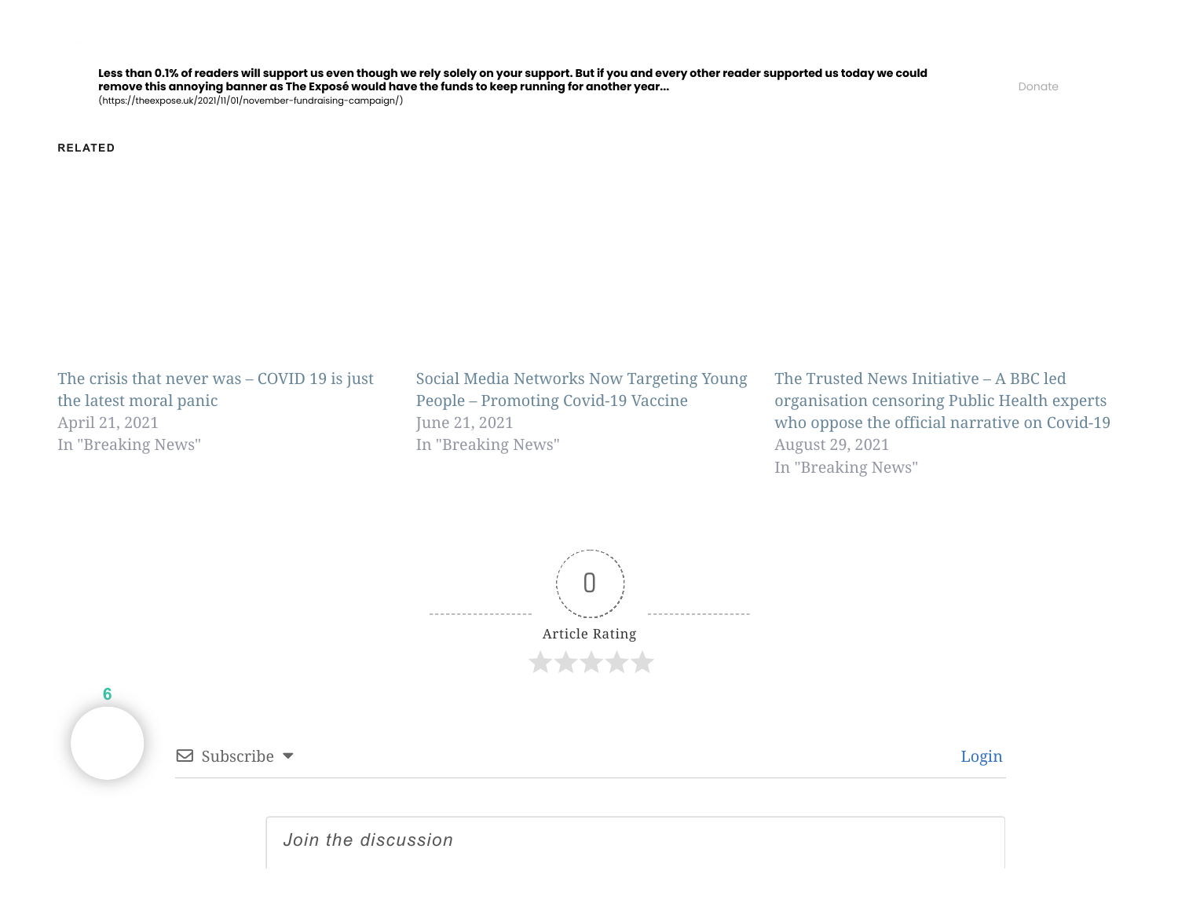**Less than 0.1% of readers will support us even though we rely solely on your support. But if you and every other reader supported us today we could remove this annoying banner as The Exposé would have the funds to keep running for another year...**
(https://theexpose.uk/2021/11/01/november-fundraising-campaign/)

Donate

**RELATED**

The crisis that never was – COVID 19 is just the latest moral panic
April 21, 2021
In "Breaking News"

Social Media Networks Now Targeting Young People – Promoting Covid-19 Vaccine
June 21, 2021
In "Breaking News"

The Trusted News Initiative – A BBC led organisation censoring Public Health experts who oppose the official narrative on Covid-19
August 29, 2021
In "Breaking News"

0

Article Rating

6

Subscribe

Login

Join the discussion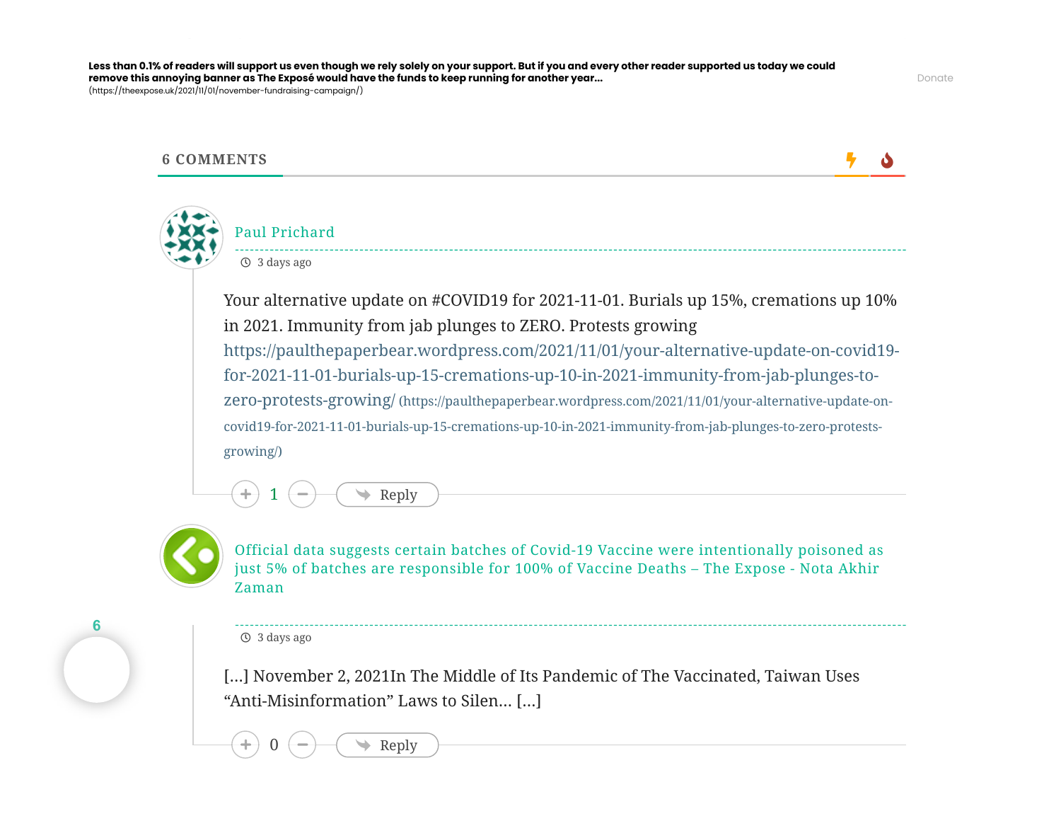Less than 0.1% of readers will support us even though we rely solely on your support. But if you and every other reader supported us today we could remove this annoying banner as The Exposé would have the funds to keep running for another year...
(https://theexpose.uk/2021/11/01/november-fundraising-campaign/)

Donate

## 6 COMMENTS

**Paul Prichard**

3 days ago

Your alternative update on #COVID19 for 2021-11-01. Burials up 15%, cremations up 10% in 2021. Immunity from jab plunges to ZERO. Protests growing https://paulthepaperbear.wordpress.com/2021/11/01/your-alternative-update-on-covid19-for-2021-11-01-burials-up-15-cremations-up-10-in-2021-immunity-from-jab-plunges-to-zero-protests-growing/ (https://paulthepaperbear.wordpress.com/2021/11/01/your-alternative-update-on-covid19-for-2021-11-01-burials-up-15-cremations-up-10-in-2021-immunity-from-jab-plunges-to-zero-protests-growing/)

1 Reply

**Official data suggests certain batches of Covid-19 Vaccine were intentionally poisoned as just 5% of batches are responsible for 100% of Vaccine Deaths – The Expose - Nota Akhir Zaman**

6

3 days ago

[...] November 2, 2021In The Middle of Its Pandemic of The Vaccinated, Taiwan Uses “Anti-Misinformation” Laws to Silen... [...]

0 Reply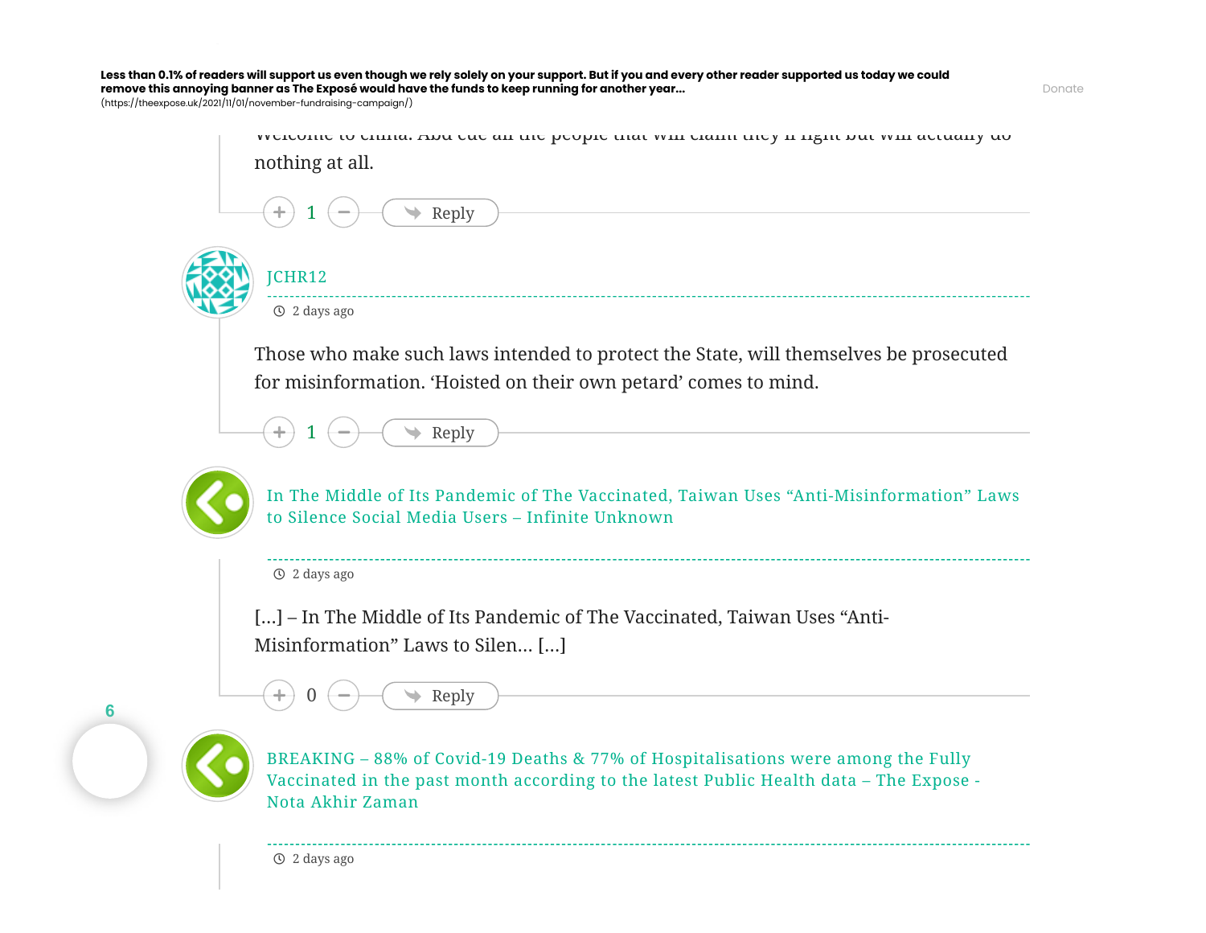Less than 0.1% of readers will support us even though we rely solely on your support. But if you and every other reader supported us today we could remove this annoying banner as The Exposé would have the funds to keep running for another year…
(https://theexpose.uk/2021/11/01/november-fundraising-campaign/)

Donate

Welcome to china. And cue all the people that will claim they'll fight but will actually do nothing at all.

+ 1 − Reply

JCHR12

2 days ago

Those who make such laws intended to protect the State, will themselves be prosecuted for misinformation. 'Hoisted on their own petard' comes to mind.

+ 1 − Reply

In The Middle of Its Pandemic of The Vaccinated, Taiwan Uses "Anti-Misinformation" Laws to Silence Social Media Users – Infinite Unknown

2 days ago

[…] – In The Middle of Its Pandemic of The Vaccinated, Taiwan Uses "Anti-Misinformation" Laws to Silen… […]

+ 0 − Reply

6

BREAKING – 88% of Covid-19 Deaths & 77% of Hospitalisations were among the Fully Vaccinated in the past month according to the latest Public Health data – The Expose - Nota Akhir Zaman

2 days ago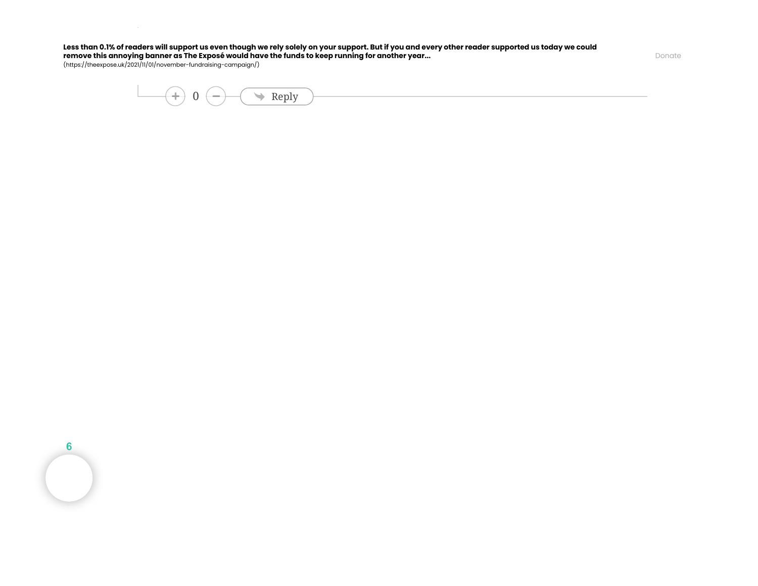**Less than 0.1% of readers will support us even though we rely solely on your support. But if you and every other reader supported us today we could remove this annoying banner as The Exposé would have the funds to keep running for another year...**
(https://theexpose.uk/2021/11/01/november-fundraising-campaign/)

Donate

+ 0 − Reply

6